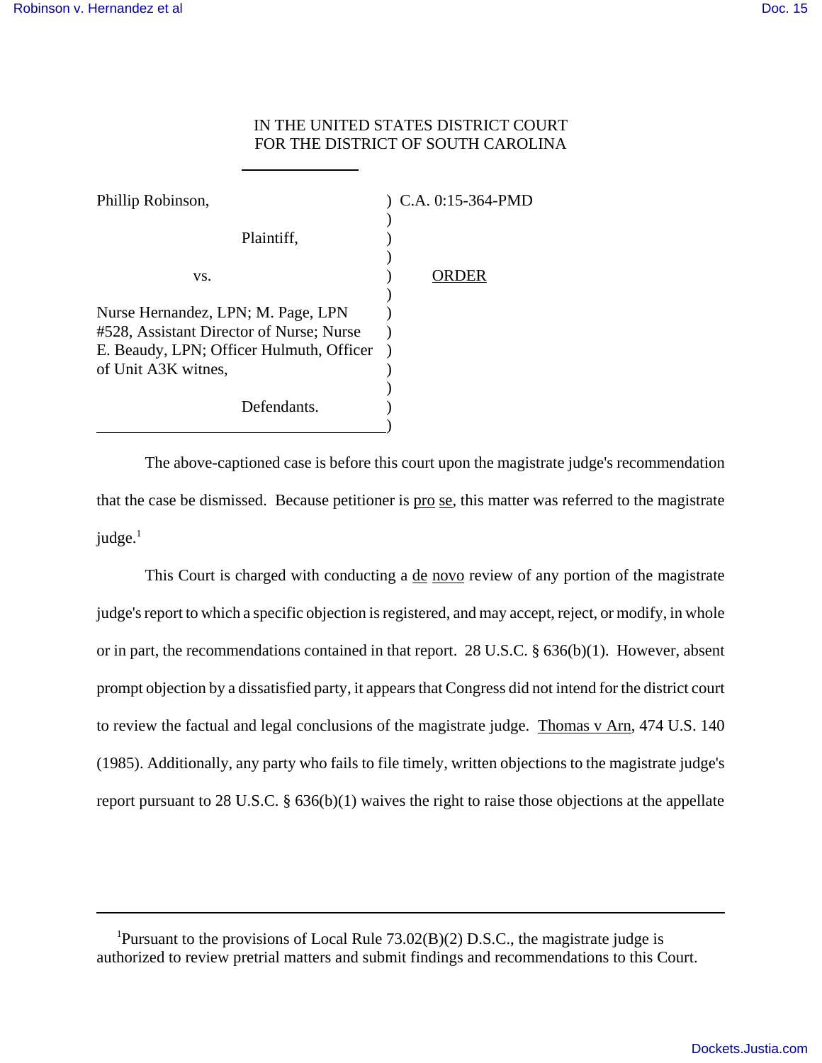IN THE UNITED STATES DISTRICT COURT
FOR THE DISTRICT OF SOUTH CAROLINA

| | |
|---|---|
| Phillip Robinson,<br><br>Plaintiff,<br><br>vs.<br><br>Nurse Hernandez, LPN; M. Page, LPN #528, Assistant Director of Nurse; Nurse E. Beaudy, LPN; Officer Hulmuth, Officer of Unit A3K witnes,<br><br>Defendants. | C.A. 0:15-364-PMD<br><br><br><br>ORDER |

The above-captioned case is before this court upon the magistrate judge's recommendation that the case be dismissed. Because petitioner is pro se, this matter was referred to the magistrate judge.[1]

This Court is charged with conducting a de novo review of any portion of the magistrate judge's report to which a specific objection is registered, and may accept, reject, or modify, in whole or in part, the recommendations contained in that report. 28 U.S.C. § 636(b)(1). However, absent prompt objection by a dissatisfied party, it appears that Congress did not intend for the district court to review the factual and legal conclusions of the magistrate judge. Thomas v Arn, 474 U.S. 140 (1985). Additionally, any party who fails to file timely, written objections to the magistrate judge's report pursuant to 28 U.S.C. § 636(b)(1) waives the right to raise those objections at the appellate

---

[1]Pursuant to the provisions of Local Rule 73.02(B)(2) D.S.C., the magistrate judge is authorized to review pretrial matters and submit findings and recommendations to this Court.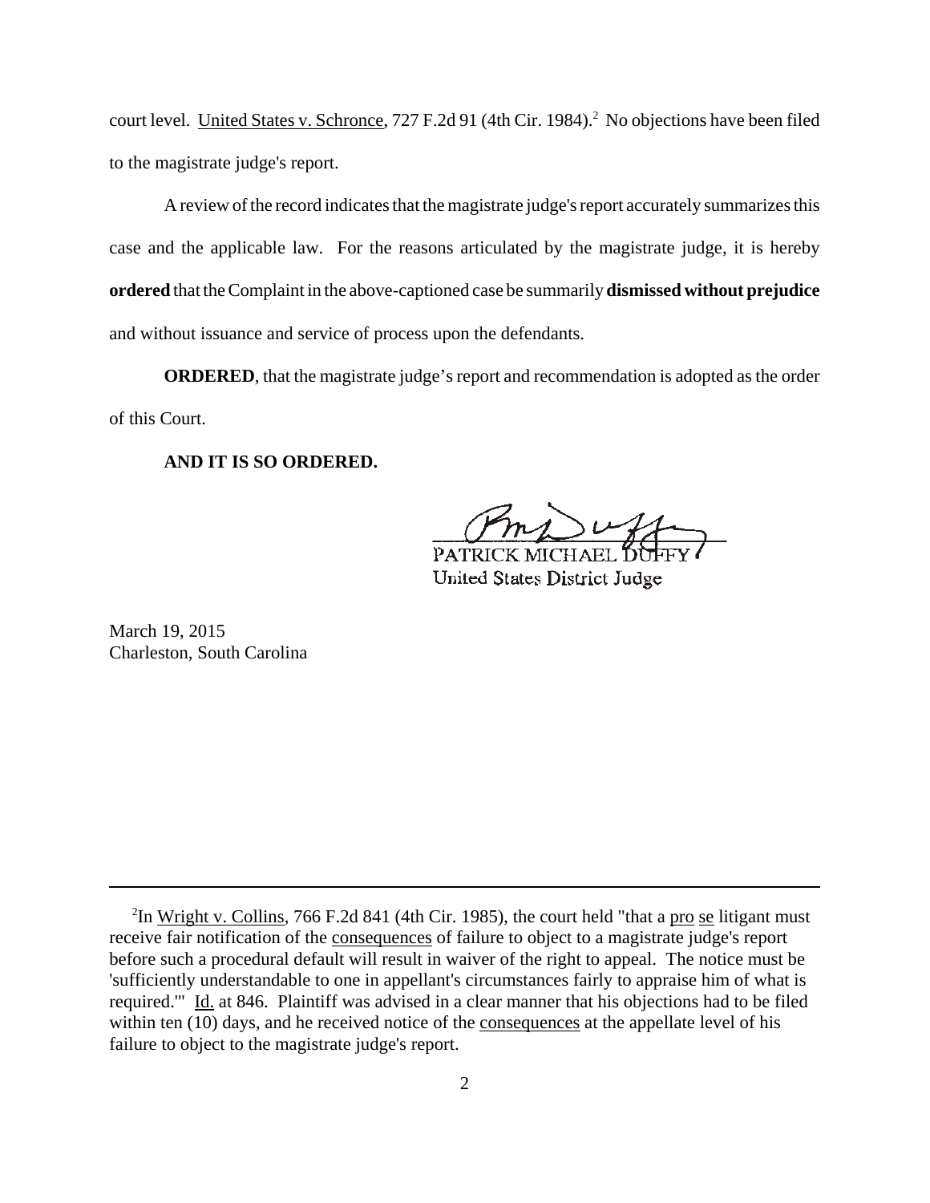court level. United States v. Schronce, 727 F.2d 91 (4th Cir. 1984).[2] No objections have been filed to the magistrate judge's report.

A review of the record indicates that the magistrate judge's report accurately summarizes this case and the applicable law. For the reasons articulated by the magistrate judge, it is hereby **ordered** that the Complaint in the above-captioned case be summarily **dismissed without prejudice** and without issuance and service of process upon the defendants.

**ORDERED**, that the magistrate judge's report and recommendation is adopted as the order of this Court.

**AND IT IS SO ORDERED.**

PATRICK MICHAEL DUFFY
United States District Judge

March 19, 2015
Charleston, South Carolina

---

[2]In Wright v. Collins, 766 F.2d 841 (4th Cir. 1985), the court held "that a pro se litigant must receive fair notification of the consequences of failure to object to a magistrate judge's report before such a procedural default will result in waiver of the right to appeal. The notice must be 'sufficiently understandable to one in appellant's circumstances fairly to appraise him of what is required.'" Id. at 846. Plaintiff was advised in a clear manner that his objections had to be filed within ten (10) days, and he received notice of the consequences at the appellate level of his failure to object to the magistrate judge's report.